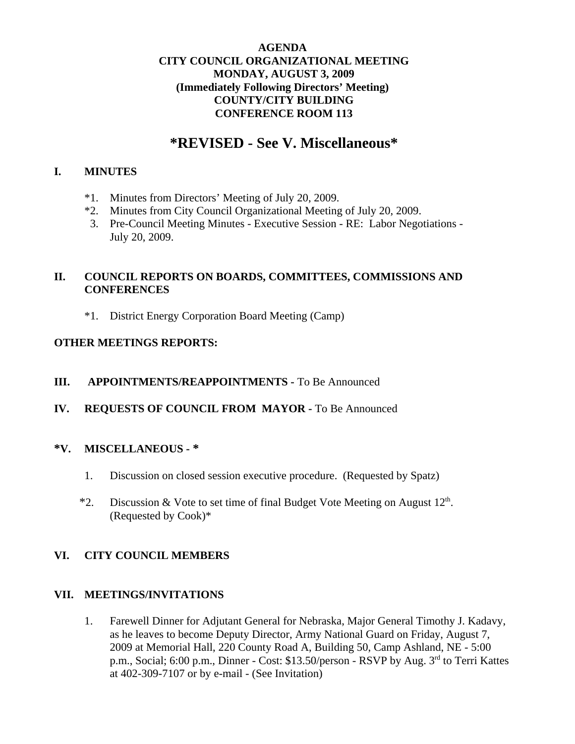**AGENDA**
**CITY COUNCIL ORGANIZATIONAL MEETING**
**MONDAY, AUGUST 3, 2009**
**(Immediately Following Directors' Meeting)**
**COUNTY/CITY BUILDING**
**CONFERENCE ROOM 113**

# *REVISED - See V. Miscellaneous*

## I. MINUTES

*1. Minutes from Directors' Meeting of July 20, 2009.
*2. Minutes from City Council Organizational Meeting of July 20, 2009.
3. Pre-Council Meeting Minutes - Executive Session - RE: Labor Negotiations - July 20, 2009.

## II. COUNCIL REPORTS ON BOARDS, COMMITTEES, COMMISSIONS AND CONFERENCES

*1. District Energy Corporation Board Meeting (Camp)

**OTHER MEETINGS REPORTS:**

## III. APPOINTMENTS/REAPPOINTMENTS - To Be Announced

## IV. REQUESTS OF COUNCIL FROM MAYOR - To Be Announced

## *V. MISCELLANEOUS - *

1. Discussion on closed session executive procedure. (Requested by Spatz)

*2. Discussion & Vote to set time of final Budget Vote Meeting on August 12th. (Requested by Cook)*

## VI. CITY COUNCIL MEMBERS

## VII. MEETINGS/INVITATIONS

1. Farewell Dinner for Adjutant General for Nebraska, Major General Timothy J. Kadavy, as he leaves to become Deputy Director, Army National Guard on Friday, August 7, 2009 at Memorial Hall, 220 County Road A, Building 50, Camp Ashland, NE - 5:00 p.m., Social; 6:00 p.m., Dinner - Cost: $13.50/person - RSVP by Aug. 3rd to Terri Kattes at 402-309-7107 or by e-mail - (See Invitation)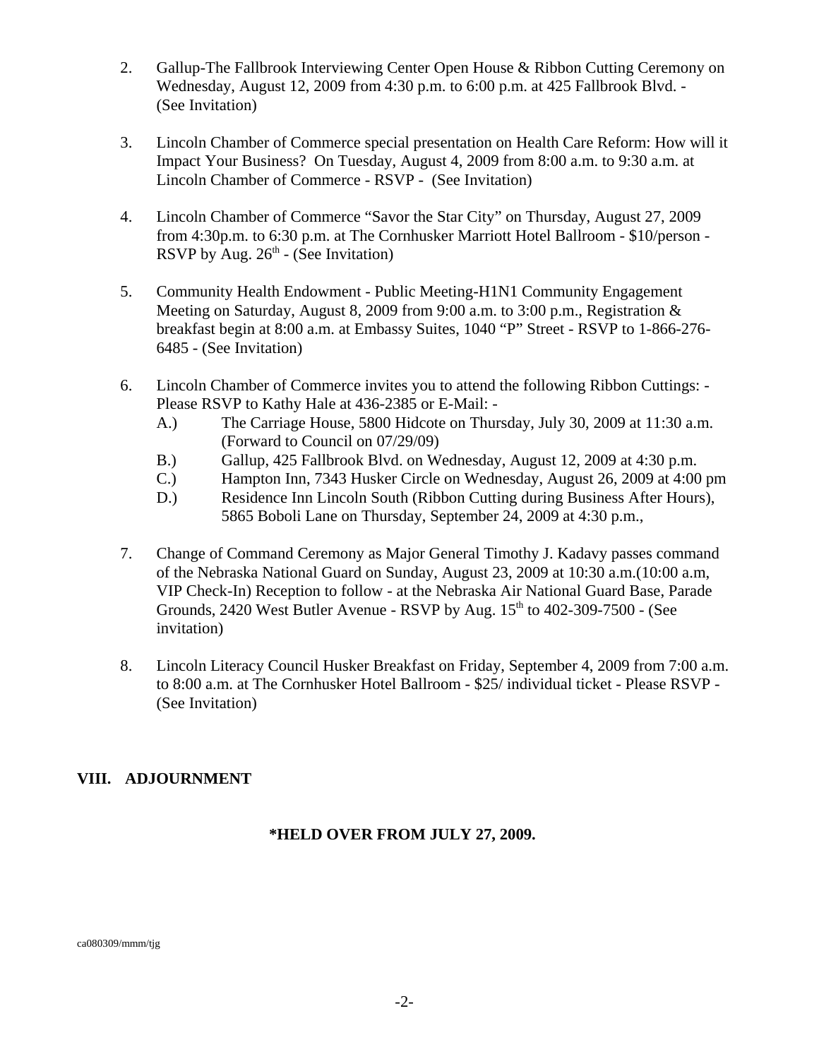2. Gallup-The Fallbrook Interviewing Center Open House & Ribbon Cutting Ceremony on Wednesday, August 12, 2009 from 4:30 p.m. to 6:00 p.m. at 425 Fallbrook Blvd. - (See Invitation)

3. Lincoln Chamber of Commerce special presentation on Health Care Reform: How will it Impact Your Business? On Tuesday, August 4, 2009 from 8:00 a.m. to 9:30 a.m. at Lincoln Chamber of Commerce - RSVP - (See Invitation)

4. Lincoln Chamber of Commerce "Savor the Star City" on Thursday, August 27, 2009 from 4:30p.m. to 6:30 p.m. at The Cornhusker Marriott Hotel Ballroom - $10/person - RSVP by Aug. 26th - (See Invitation)

5. Community Health Endowment - Public Meeting-H1N1 Community Engagement Meeting on Saturday, August 8, 2009 from 9:00 a.m. to 3:00 p.m., Registration & breakfast begin at 8:00 a.m. at Embassy Suites, 1040 "P" Street - RSVP to 1-866-276-6485 - (See Invitation)

6. Lincoln Chamber of Commerce invites you to attend the following Ribbon Cuttings: - Please RSVP to Kathy Hale at 436-2385 or E-Mail: -
   - A.) The Carriage House, 5800 Hidcote on Thursday, July 30, 2009 at 11:30 a.m. (Forward to Council on 07/29/09)
   - B.) Gallup, 425 Fallbrook Blvd. on Wednesday, August 12, 2009 at 4:30 p.m.
   - C.) Hampton Inn, 7343 Husker Circle on Wednesday, August 26, 2009 at 4:00 pm
   - D.) Residence Inn Lincoln South (Ribbon Cutting during Business After Hours), 5865 Boboli Lane on Thursday, September 24, 2009 at 4:30 p.m.,

7. Change of Command Ceremony as Major General Timothy J. Kadavy passes command of the Nebraska National Guard on Sunday, August 23, 2009 at 10:30 a.m.(10:00 a.m, VIP Check-In) Reception to follow - at the Nebraska Air National Guard Base, Parade Grounds, 2420 West Butler Avenue - RSVP by Aug. 15th to 402-309-7500 - (See invitation)

8. Lincoln Literacy Council Husker Breakfast on Friday, September 4, 2009 from 7:00 a.m. to 8:00 a.m. at The Cornhusker Hotel Ballroom - $25/ individual ticket - Please RSVP - (See Invitation)

## VIII. ADJOURNMENT

**\*HELD OVER FROM JULY 27, 2009.**

ca080309/mmm/tjg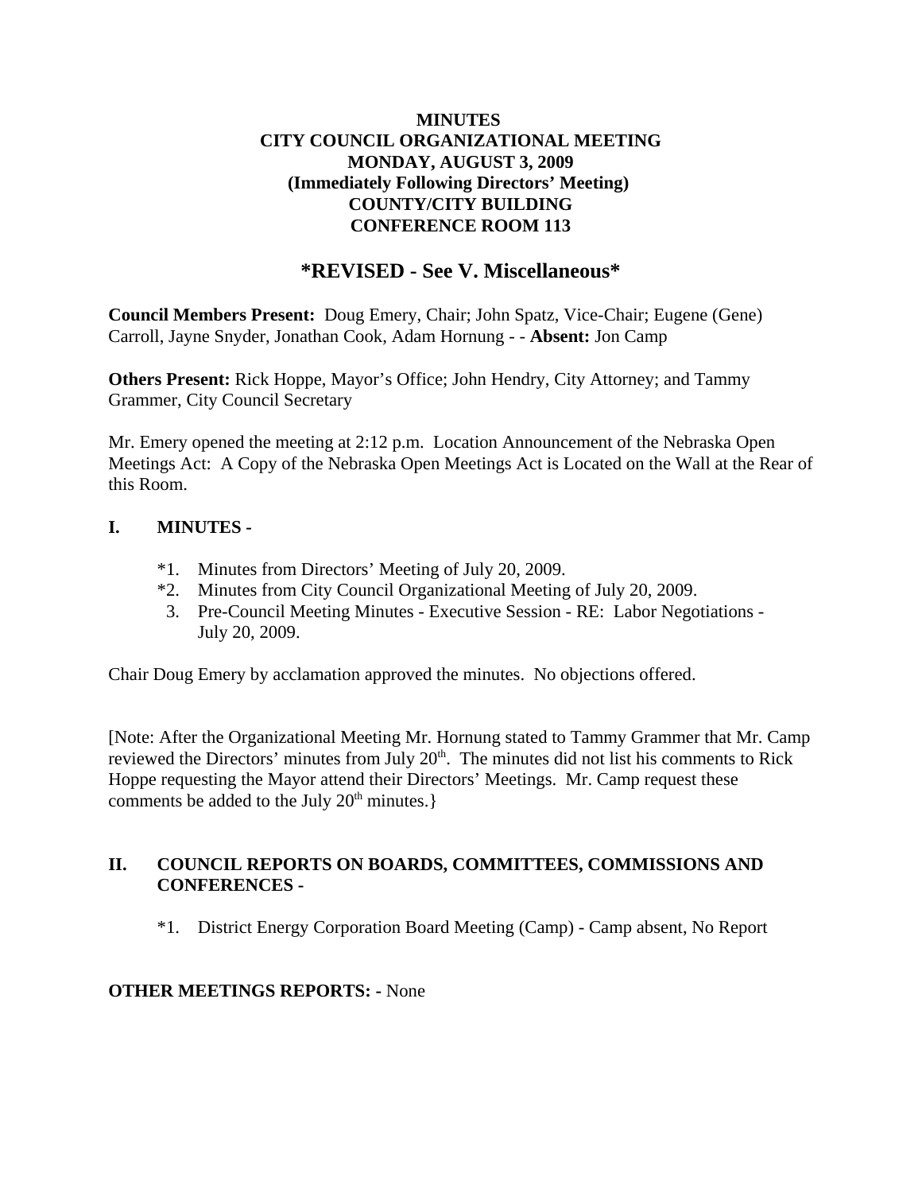**MINUTES**
**CITY COUNCIL ORGANIZATIONAL MEETING**
**MONDAY, AUGUST 3, 2009**
**(Immediately Following Directors' Meeting)**
**COUNTY/CITY BUILDING**
**CONFERENCE ROOM 113**

## *REVISED - See V. Miscellaneous*

**Council Members Present:** Doug Emery, Chair; John Spatz, Vice-Chair; Eugene (Gene) Carroll, Jayne Snyder, Jonathan Cook, Adam Hornung - - **Absent:** Jon Camp

**Others Present:** Rick Hoppe, Mayor's Office; John Hendry, City Attorney; and Tammy Grammer, City Council Secretary

Mr. Emery opened the meeting at 2:12 p.m. Location Announcement of the Nebraska Open Meetings Act: A Copy of the Nebraska Open Meetings Act is Located on the Wall at the Rear of this Room.

### I. MINUTES -

*1. Minutes from Directors' Meeting of July 20, 2009.
*2. Minutes from City Council Organizational Meeting of July 20, 2009.
3. Pre-Council Meeting Minutes - Executive Session - RE: Labor Negotiations - July 20, 2009.

Chair Doug Emery by acclamation approved the minutes. No objections offered.

[Note: After the Organizational Meeting Mr. Hornung stated to Tammy Grammer that Mr. Camp reviewed the Directors' minutes from July 20th. The minutes did not list his comments to Rick Hoppe requesting the Mayor attend their Directors' Meetings. Mr. Camp request these comments be added to the July 20th minutes.}

### II. COUNCIL REPORTS ON BOARDS, COMMITTEES, COMMISSIONS AND CONFERENCES -

*1. District Energy Corporation Board Meeting (Camp) - Camp absent, No Report

**OTHER MEETINGS REPORTS: -** None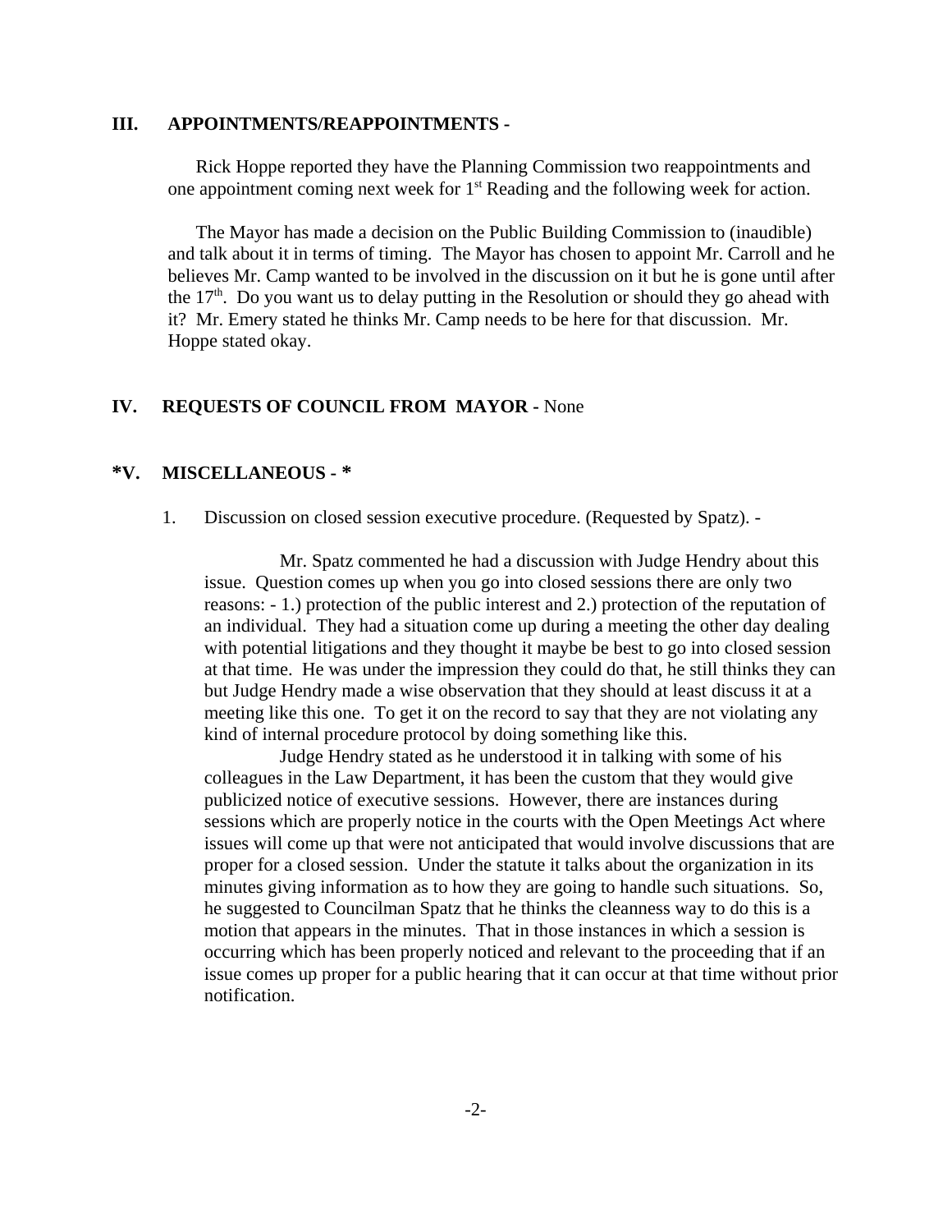## III. APPOINTMENTS/REAPPOINTMENTS -

Rick Hoppe reported they have the Planning Commission two reappointments and one appointment coming next week for 1st Reading and the following week for action.

The Mayor has made a decision on the Public Building Commission to (inaudible) and talk about it in terms of timing. The Mayor has chosen to appoint Mr. Carroll and he believes Mr. Camp wanted to be involved in the discussion on it but he is gone until after the 17th. Do you want us to delay putting in the Resolution or should they go ahead with it? Mr. Emery stated he thinks Mr. Camp needs to be here for that discussion. Mr. Hoppe stated okay.

## IV. REQUESTS OF COUNCIL FROM MAYOR - None

## *V. MISCELLANEOUS - *

1. Discussion on closed session executive procedure. (Requested by Spatz). -

Mr. Spatz commented he had a discussion with Judge Hendry about this issue. Question comes up when you go into closed sessions there are only two reasons: - 1.) protection of the public interest and 2.) protection of the reputation of an individual. They had a situation come up during a meeting the other day dealing with potential litigations and they thought it maybe be best to go into closed session at that time. He was under the impression they could do that, he still thinks they can but Judge Hendry made a wise observation that they should at least discuss it at a meeting like this one. To get it on the record to say that they are not violating any kind of internal procedure protocol by doing something like this.

Judge Hendry stated as he understood it in talking with some of his colleagues in the Law Department, it has been the custom that they would give publicized notice of executive sessions. However, there are instances during sessions which are properly notice in the courts with the Open Meetings Act where issues will come up that were not anticipated that would involve discussions that are proper for a closed session. Under the statute it talks about the organization in its minutes giving information as to how they are going to handle such situations. So, he suggested to Councilman Spatz that he thinks the cleanness way to do this is a motion that appears in the minutes. That in those instances in which a session is occurring which has been properly noticed and relevant to the proceeding that if an issue comes up proper for a public hearing that it can occur at that time without prior notification.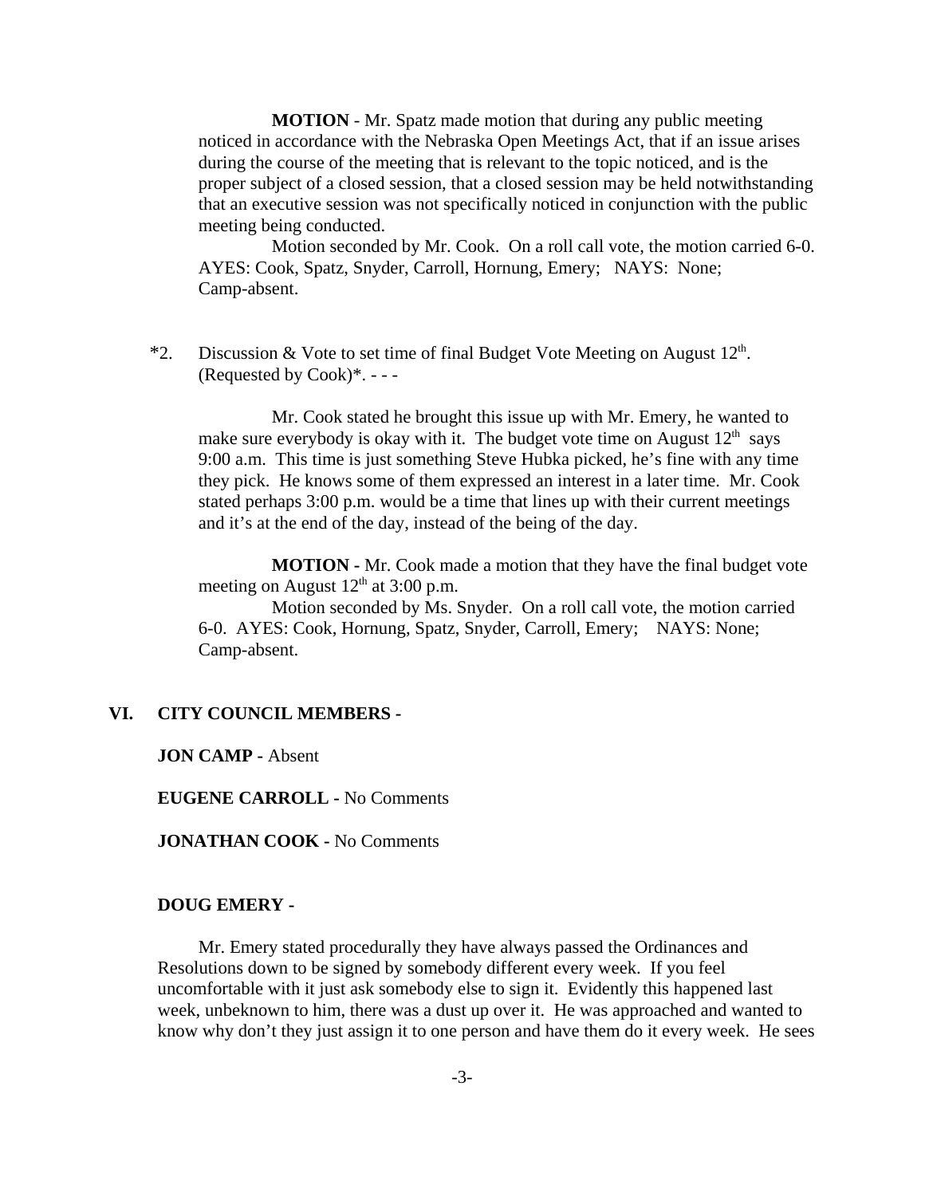**MOTION** - Mr. Spatz made motion that during any public meeting noticed in accordance with the Nebraska Open Meetings Act, that if an issue arises during the course of the meeting that is relevant to the topic noticed, and is the proper subject of a closed session, that a closed session may be held notwithstanding that an executive session was not specifically noticed in conjunction with the public meeting being conducted.

Motion seconded by Mr. Cook. On a roll call vote, the motion carried 6-0. AYES: Cook, Spatz, Snyder, Carroll, Hornung, Emery; NAYS: None; Camp-absent.

*2. Discussion & Vote to set time of final Budget Vote Meeting on August 12th. (Requested by Cook)*. - - -

Mr. Cook stated he brought this issue up with Mr. Emery, he wanted to make sure everybody is okay with it. The budget vote time on August 12th says 9:00 a.m. This time is just something Steve Hubka picked, he's fine with any time they pick. He knows some of them expressed an interest in a later time. Mr. Cook stated perhaps 3:00 p.m. would be a time that lines up with their current meetings and it's at the end of the day, instead of the being of the day.

**MOTION -** Mr. Cook made a motion that they have the final budget vote meeting on August 12th at 3:00 p.m.

Motion seconded by Ms. Snyder. On a roll call vote, the motion carried 6-0. AYES: Cook, Hornung, Spatz, Snyder, Carroll, Emery; NAYS: None; Camp-absent.

## VI. CITY COUNCIL MEMBERS -

**JON CAMP -** Absent

**EUGENE CARROLL -** No Comments

**JONATHAN COOK -** No Comments

**DOUG EMERY -**

Mr. Emery stated procedurally they have always passed the Ordinances and Resolutions down to be signed by somebody different every week. If you feel uncomfortable with it just ask somebody else to sign it. Evidently this happened last week, unbeknown to him, there was a dust up over it. He was approached and wanted to know why don't they just assign it to one person and have them do it every week. He sees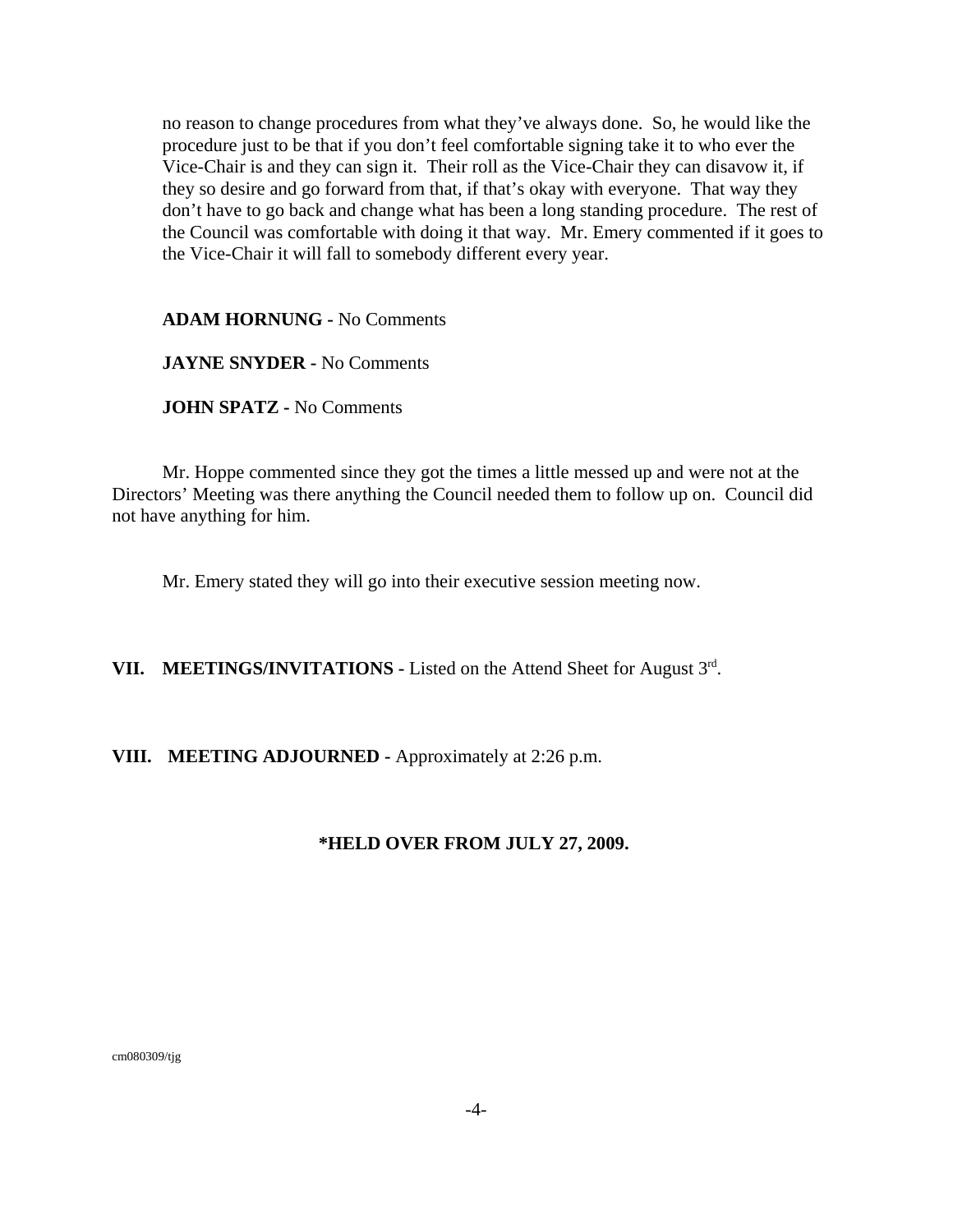no reason to change procedures from what they've always done. So, he would like the procedure just to be that if you don't feel comfortable signing take it to who ever the Vice-Chair is and they can sign it. Their roll as the Vice-Chair they can disavow it, if they so desire and go forward from that, if that's okay with everyone. That way they don't have to go back and change what has been a long standing procedure. The rest of the Council was comfortable with doing it that way. Mr. Emery commented if it goes to the Vice-Chair it will fall to somebody different every year.

**ADAM HORNUNG -** No Comments

**JAYNE SNYDER -** No Comments

**JOHN SPATZ -** No Comments

Mr. Hoppe commented since they got the times a little messed up and were not at the Directors' Meeting was there anything the Council needed them to follow up on. Council did not have anything for him.

Mr. Emery stated they will go into their executive session meeting now.

**VII. MEETINGS/INVITATIONS -** Listed on the Attend Sheet for August 3rd.

**VIII. MEETING ADJOURNED -** Approximately at 2:26 p.m.

**\*HELD OVER FROM JULY 27, 2009.**

cm080309/tjg